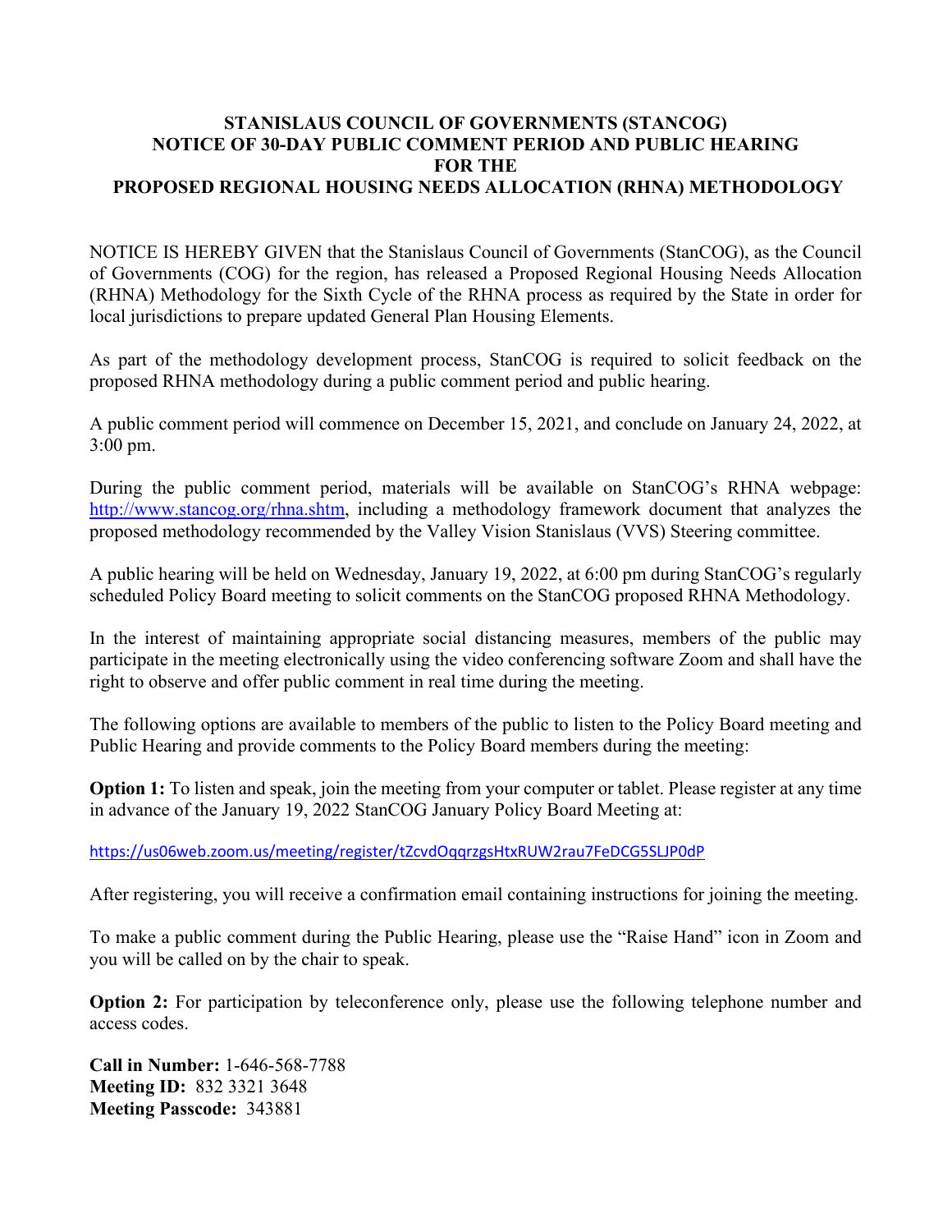# STANISLAUS COUNCIL OF GOVERNMENTS (STANCOG)
# NOTICE OF 30-DAY PUBLIC COMMENT PERIOD AND PUBLIC HEARING FOR THE PROPOSED REGIONAL HOUSING NEEDS ALLOCATION (RHNA) METHODOLOGY

NOTICE IS HEREBY GIVEN that the Stanislaus Council of Governments (StanCOG), as the Council of Governments (COG) for the region, has released a Proposed Regional Housing Needs Allocation (RHNA) Methodology for the Sixth Cycle of the RHNA process as required by the State in order for local jurisdictions to prepare updated General Plan Housing Elements.

As part of the methodology development process, StanCOG is required to solicit feedback on the proposed RHNA methodology during a public comment period and public hearing.

A public comment period will commence on December 15, 2021, and conclude on January 24, 2022, at 3:00 pm.

During the public comment period, materials will be available on StanCOG's RHNA webpage: [http://www.stancog.org/rhna.shtm](http://www.stancog.org/rhna.shtm), including a methodology framework document that analyzes the proposed methodology recommended by the Valley Vision Stanislaus (VVS) Steering committee.

A public hearing will be held on Wednesday, January 19, 2022, at 6:00 pm during StanCOG's regularly scheduled Policy Board meeting to solicit comments on the StanCOG proposed RHNA Methodology.

In the interest of maintaining appropriate social distancing measures, members of the public may participate in the meeting electronically using the video conferencing software Zoom and shall have the right to observe and offer public comment in real time during the meeting.

The following options are available to members of the public to listen to the Policy Board meeting and Public Hearing and provide comments to the Policy Board members during the meeting:

**Option 1:** To listen and speak, join the meeting from your computer or tablet. Please register at any time in advance of the January 19, 2022 StanCOG January Policy Board Meeting at:

[https://us06web.zoom.us/meeting/register/tZcvdOqqrzgsHtxRUW2rau7FeDCG5SLJP0dP](https://us06web.zoom.us/meeting/register/tZcvdOqqrzgsHtxRUW2rau7FeDCG5SLJP0dP)

After registering, you will receive a confirmation email containing instructions for joining the meeting.

To make a public comment during the Public Hearing, please use the "Raise Hand" icon in Zoom and you will be called on by the chair to speak.

**Option 2:** For participation by teleconference only, please use the following telephone number and access codes.

**Call in Number:** 1-646-568-7788
**Meeting ID:** 832 3321 3648
**Meeting Passcode:** 343881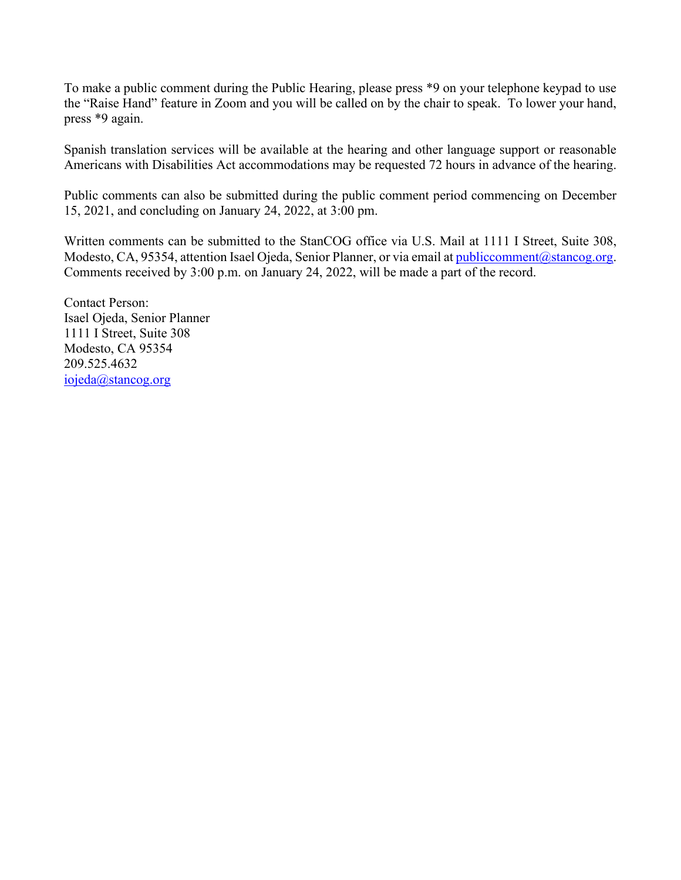To make a public comment during the Public Hearing, please press *9 on your telephone keypad to use the "Raise Hand" feature in Zoom and you will be called on by the chair to speak. To lower your hand, press *9 again.

Spanish translation services will be available at the hearing and other language support or reasonable Americans with Disabilities Act accommodations may be requested 72 hours in advance of the hearing.

Public comments can also be submitted during the public comment period commencing on December 15, 2021, and concluding on January 24, 2022, at 3:00 pm.

Written comments can be submitted to the StanCOG office via U.S. Mail at 1111 I Street, Suite 308, Modesto, CA, 95354, attention Isael Ojeda, Senior Planner, or via email at publiccomment@stancog.org. Comments received by 3:00 p.m. on January 24, 2022, will be made a part of the record.

Contact Person:
Isael Ojeda, Senior Planner
1111 I Street, Suite 308
Modesto, CA 95354
209.525.4632
iojeda@stancog.org